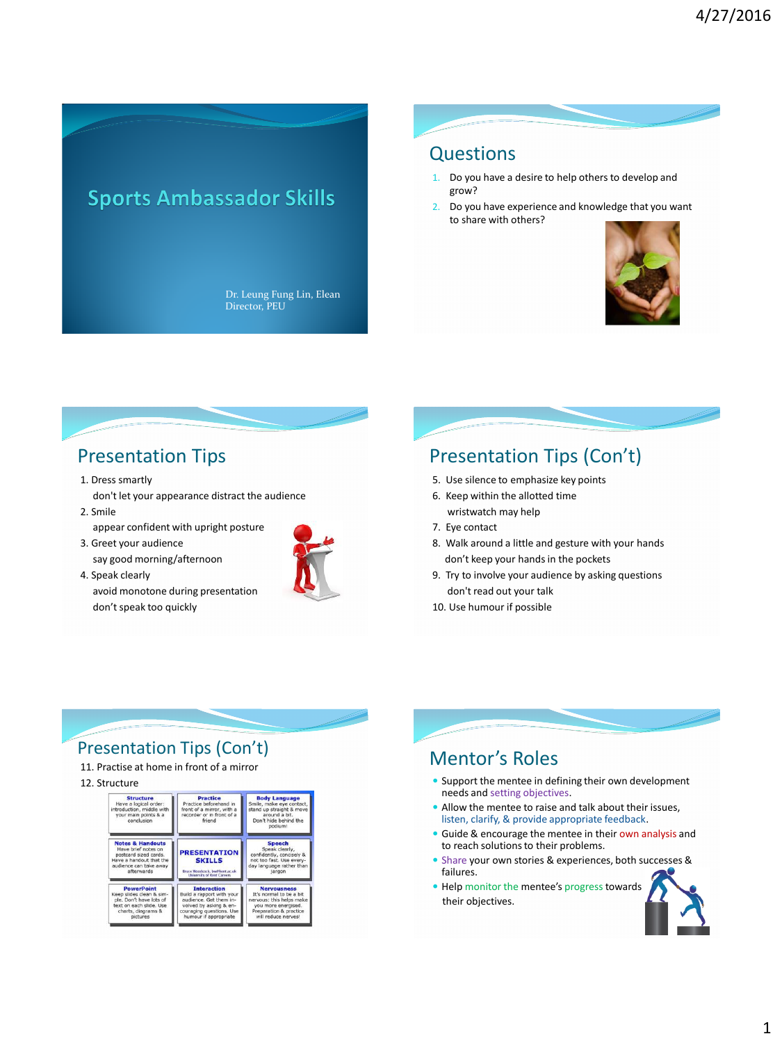# Sports Ambassador Skills

Dr. Leung Fung Lin, Elean
Director, PEU

## Questions

1. Do you have a desire to help others to develop and grow?
2. Do you have experience and knowledge that you want to share with others?

## Presentation Tips

1. Dress smartly
   don't let your appearance distract the audience
2. Smile
   appear confident with upright posture
3. Greet your audience
   say good morning/afternoon
4. Speak clearly
   avoid monotone during presentation
   don't speak too quickly

## Presentation Tips (Con't)

5. Use silence to emphasize key points
6. Keep within the allotted time
   wristwatch may help
7. Eye contact
8. Walk around a little and gesture with your hands
   don't keep your hands in the pockets
9. Try to involve your audience by asking questions
   don't read out your talk
10. Use humour if possible

## Presentation Tips (Con't)

11. Practise at home in front of a mirror
12. Structure

| Structure: Have a logical order: introduction, middle with your main points & a conclusion | Practice: Practice beforehand in front of a mirror, with a recorder or in front of a friend | Body Language: Smile, make eye contact, stand up straight & move around a bit. Don't hide behind the podium! |
|---|---|---|
| Notes & Handouts: Have brief notes on postcard sized cards. Have a handout that the audience can take away afterwards | PRESENTATION SKILLS | Speech: Speak clearly, confidently, concisely & not too fast. Use every-day language rather than jargon |
| PowerPoint: Keep slides clean & simple. Don't have lots of text on each slide. Use charts, diagrams & pictures | Interaction: Build a rapport with your audience. Get them involved by asking & encouraging questions. Use humour if appropriate | Nervousness: It's normal to be a bit nervous: this helps make you more energised. Preparation & practice will reduce nerves! |

## Mentor's Roles

- Support the mentee in defining their own development needs and setting objectives.
- Allow the mentee to raise and talk about their issues, listen, clarify, & provide appropriate feedback.
- Guide & encourage the mentee in their own analysis and to reach solutions to their problems.
- Share your own stories & experiences, both successes & failures.
- Help monitor the mentee's progress towards their objectives.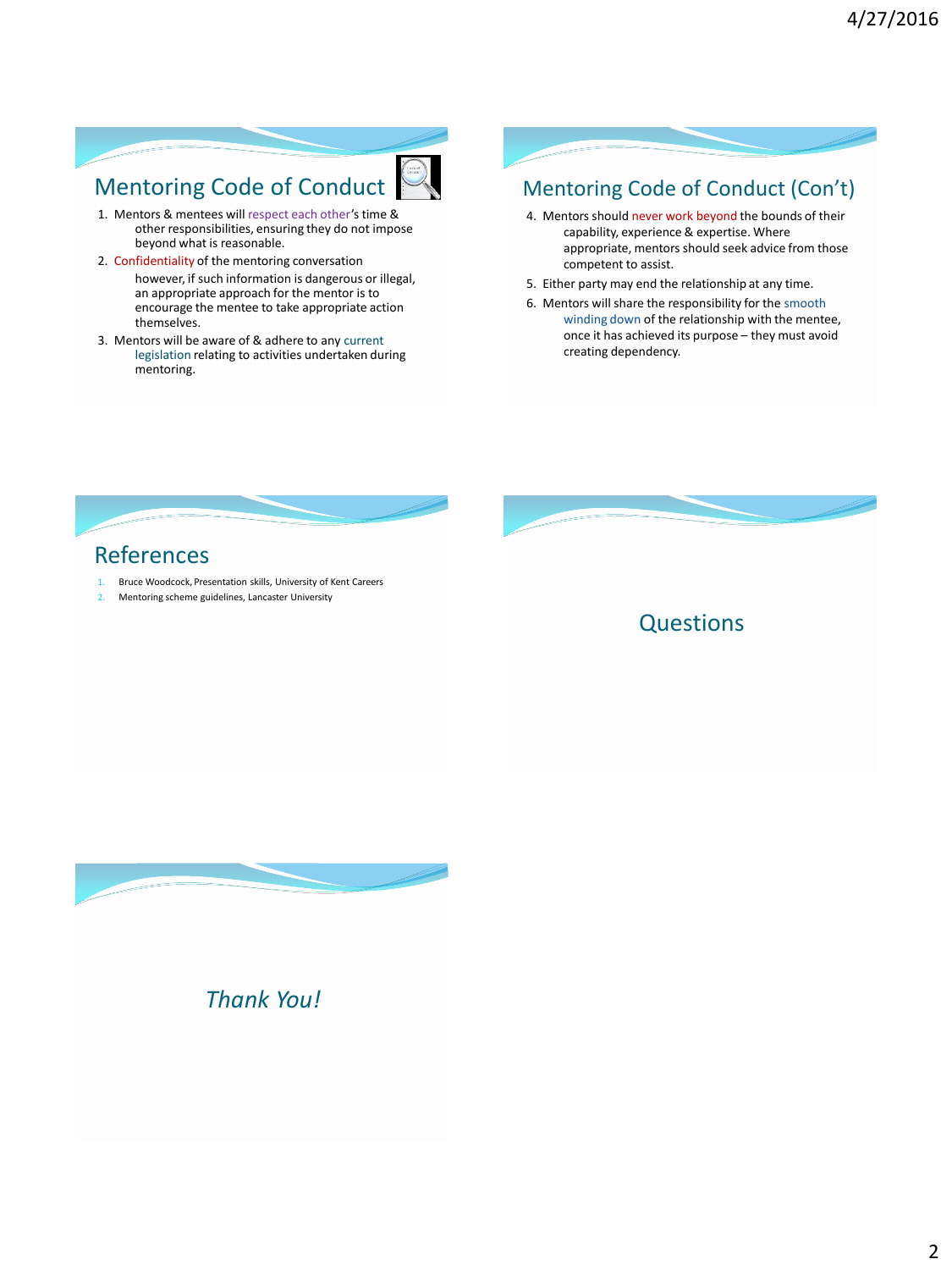## Mentoring Code of Conduct

1. Mentors & mentees will respect each other's time & other responsibilities, ensuring they do not impose beyond what is reasonable.
2. Confidentiality of the mentoring conversation

   however, if such information is dangerous or illegal, an appropriate approach for the mentor is to encourage the mentee to take appropriate action themselves.
3. Mentors will be aware of & adhere to any current legislation relating to activities undertaken during mentoring.

## Mentoring Code of Conduct (Con't)

4. Mentors should never work beyond the bounds of their capability, experience & expertise. Where appropriate, mentors should seek advice from those competent to assist.
5. Either party may end the relationship at any time.
6. Mentors will share the responsibility for the smooth winding down of the relationship with the mentee, once it has achieved its purpose – they must avoid creating dependency.

## References

1. Bruce Woodcock, Presentation skills, University of Kent Careers
2. Mentoring scheme guidelines, Lancaster University

## Questions

*Thank You!*